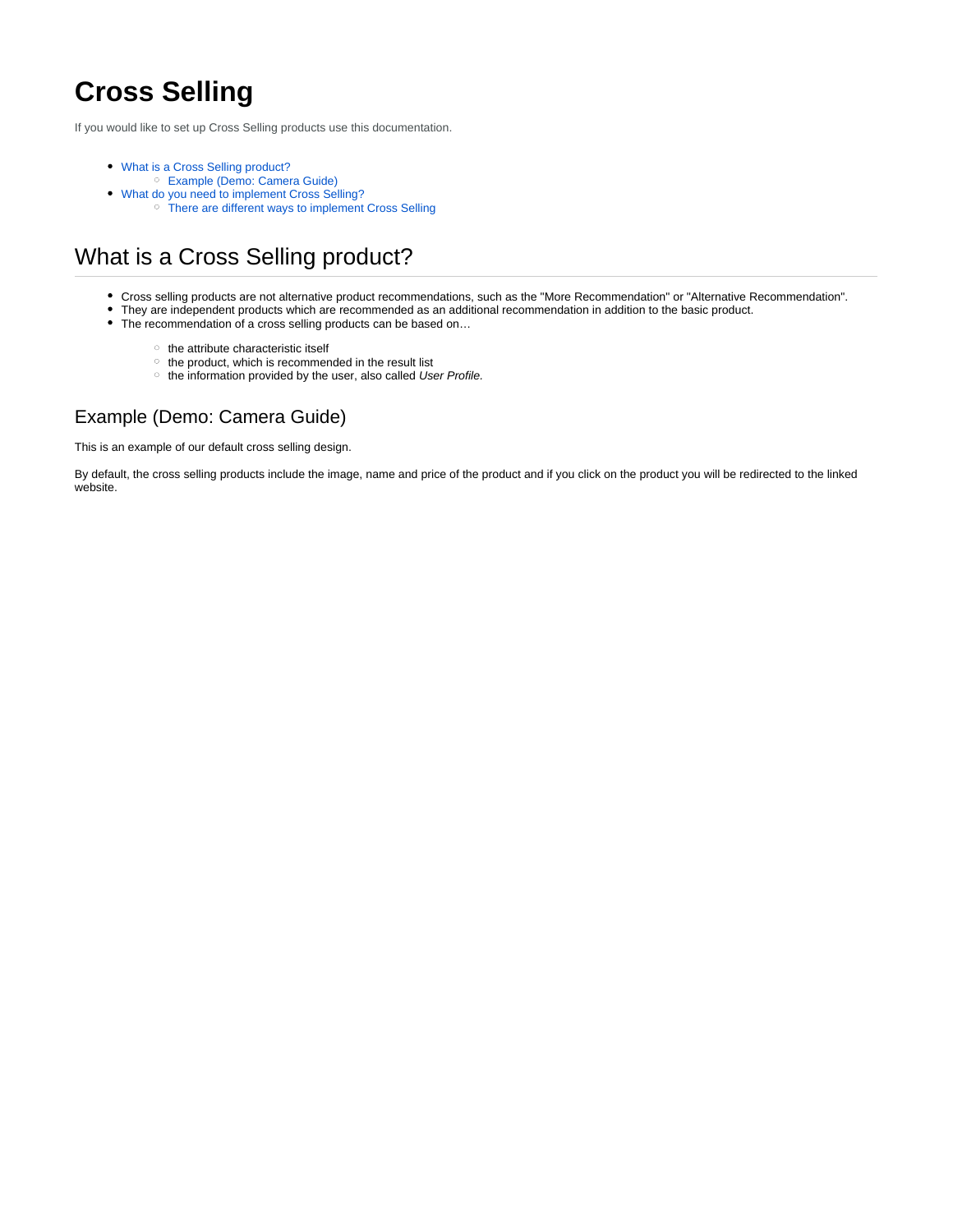# Cross Selling

If you would like to set up Cross Selling products use this documentation.

- What is a Cross Selling product?
  - Example (Demo: Camera Guide)
- What do you need to implement Cross Selling?
  - There are different ways to implement Cross Selling

## What is a Cross Selling product?

- Cross selling products are not alternative product recommendations, such as the "More Recommendation" or "Alternative Recommendation".
- They are independent products which are recommended as an additional recommendation in addition to the basic product.
- The recommendation of a cross selling products can be based on…
  - the attribute characteristic itself
  - the product, which is recommended in the result list
  - the information provided by the user, also called *User Profile.*

### Example (Demo: Camera Guide)

This is an example of our default cross selling design.

By default, the cross selling products include the image, name and price of the product and if you click on the product you will be redirected to the linked website.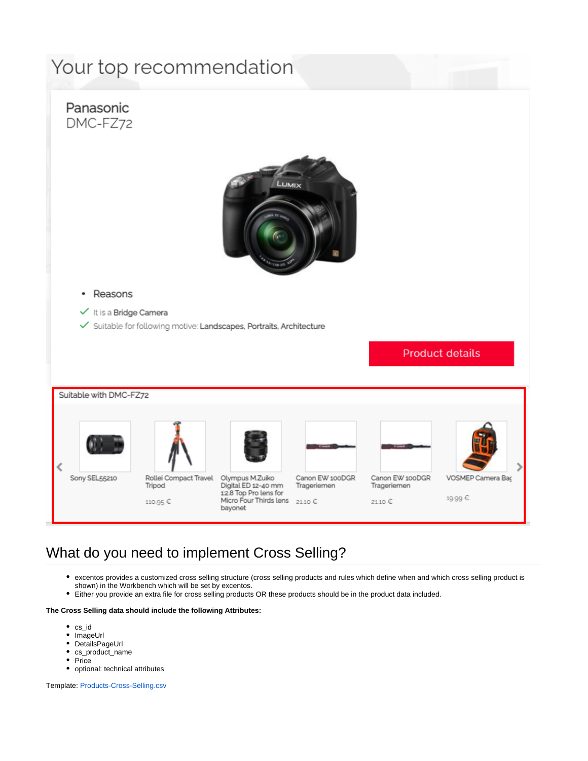## What do you need to implement Cross Selling?

- excentos provides a customized cross selling structure (cross selling products and rules which define when and which cross selling product is shown) in the Workbench which will be set by excentos.
- Either you provide an extra file for cross selling products OR these products should be in the product data included.

**The Cross Selling data should include the following Attributes:**

- cs_id
- ImageUrl
- DetailsPageUrl
- cs_product_name
- Price
- optional: technical attributes

Template: Products-Cross-Selling.csv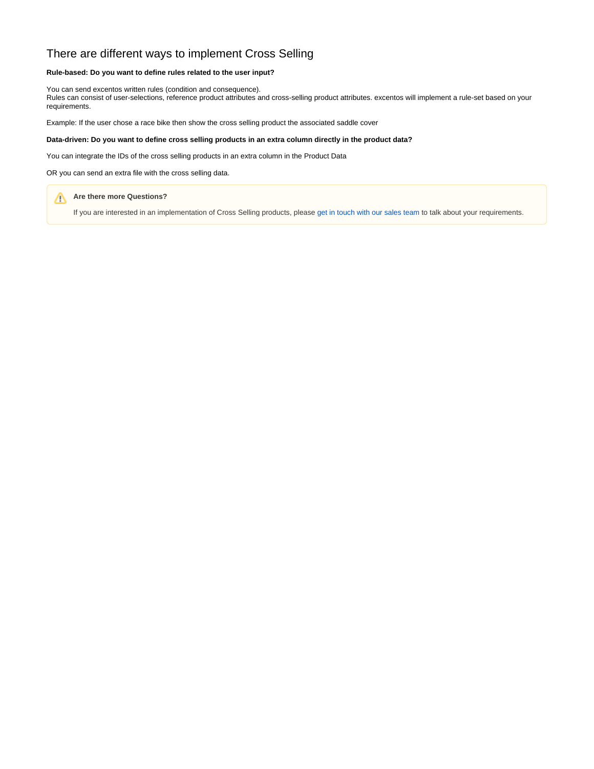# There are different ways to implement Cross Selling

**Rule-based: Do you want to define rules related to the user input?**

You can send excentos written rules (condition and consequence).
Rules can consist of user-selections, reference product attributes and cross-selling product attributes. excentos will implement a rule-set based on your requirements.

Example: If the user chose a race bike then show the cross selling product the associated saddle cover

**Data-driven: Do you want to define cross selling products in an extra column directly in the product data?**

You can integrate the IDs of the cross selling products in an extra column in the Product Data

OR you can send an extra file with the cross selling data.

> **Are there more Questions?**
>
> If you are interested in an implementation of Cross Selling products, please get in touch with our sales team to talk about your requirements.